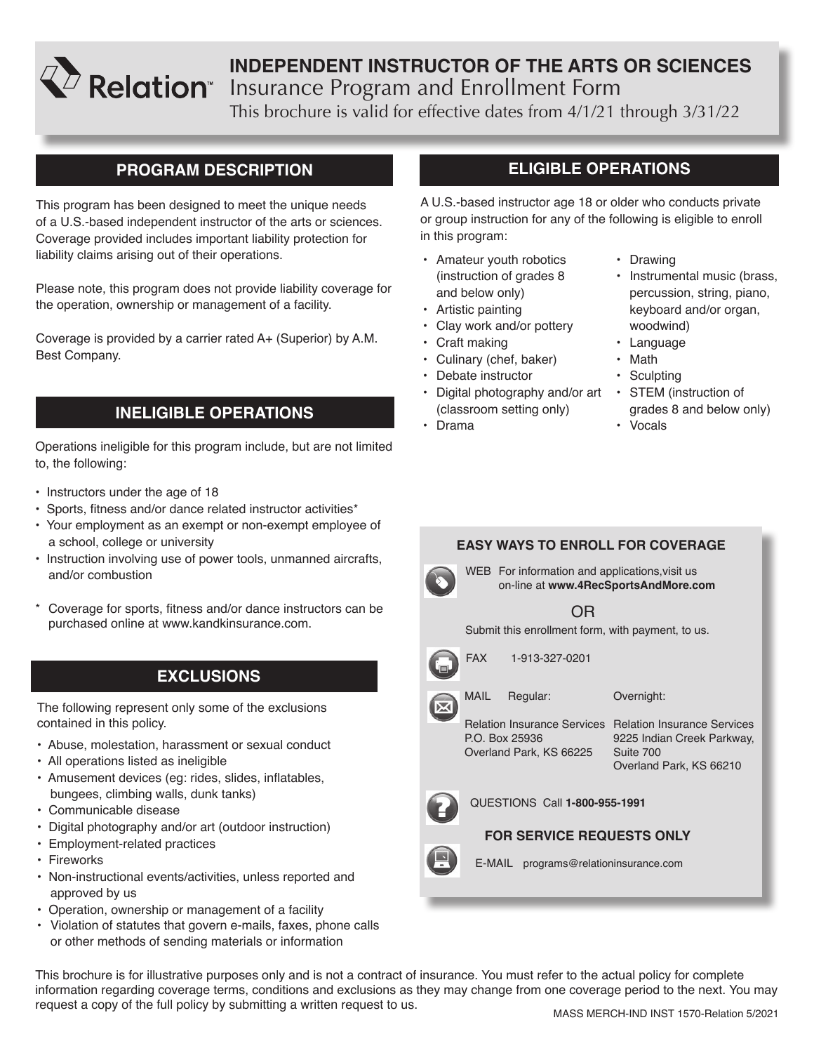# INDEPENDENT INSTRUCTOR OF THE ARTS OR SCIENCES

Relation™

Insurance Program and Enrollment Form

This brochure is valid for effective dates from 4/1/21 through 3/31/22

## PROGRAM DESCRIPTION

This program has been designed to meet the unique needs of a U.S.-based independent instructor of the arts or sciences. Coverage provided includes important liability protection for liability claims arising out of their operations.

Please note, this program does not provide liability coverage for the operation, ownership or management of a facility.

Coverage is provided by a carrier rated A+ (Superior) by A.M. Best Company.

## INELIGIBLE OPERATIONS

Operations ineligible for this program include, but are not limited to, the following:

- Instructors under the age of 18
- Sports, fitness and/or dance related instructor activities*
- Your employment as an exempt or non-exempt employee of a school, college or university
- Instruction involving use of power tools, unmanned aircrafts, and/or combustion

\* Coverage for sports, fitness and/or dance instructors can be purchased online at www.kandkinsurance.com.

## EXCLUSIONS

The following represent only some of the exclusions contained in this policy.

- Abuse, molestation, harassment or sexual conduct
- All operations listed as ineligible
- Amusement devices (eg: rides, slides, inflatables, bungees, climbing walls, dunk tanks)
- Communicable disease
- Digital photography and/or art (outdoor instruction)
- Employment-related practices
- Fireworks
- Non-instructional events/activities, unless reported and approved by us
- Operation, ownership or management of a facility
- Violation of statutes that govern e-mails, faxes, phone calls or other methods of sending materials or information

## ELIGIBLE OPERATIONS

A U.S.-based instructor age 18 or older who conducts private or group instruction for any of the following is eligible to enroll in this program:

- Amateur youth robotics (instruction of grades 8 and below only)
- Artistic painting
- Clay work and/or pottery
- Craft making
- Culinary (chef, baker)
- Debate instructor
- Digital photography and/or art (classroom setting only)
- Drama
- Drawing
- Instrumental music (brass, percussion, string, piano, keyboard and/or organ, woodwind)
- Language
- Math
- Sculpting
- STEM (instruction of grades 8 and below only)
- Vocals

### EASY WAYS TO ENROLL FOR COVERAGE

**WEB** For information and applications, visit us on-line at **www.4RecSportsAndMore.com**

OR

Submit this enrollment form, with payment, to us.

**FAX** 1-913-327-0201

**MAIL**

| Regular: | Overnight: |
|---|---|
| Relation Insurance Services<br>P.O. Box 25936<br>Overland Park, KS 66225 | Relation Insurance Services<br>9225 Indian Creek Parkway, Suite 700<br>Overland Park, KS 66210 |

**QUESTIONS** Call **1-800-955-1991**

**FOR SERVICE REQUESTS ONLY**

**E-MAIL** programs@relationinsurance.com

This brochure is for illustrative purposes only and is not a contract of insurance. You must refer to the actual policy for complete information regarding coverage terms, conditions and exclusions as they may change from one coverage period to the next. You may request a copy of the full policy by submitting a written request to us.

MASS MERCH-IND INST 1570-Relation 5/2021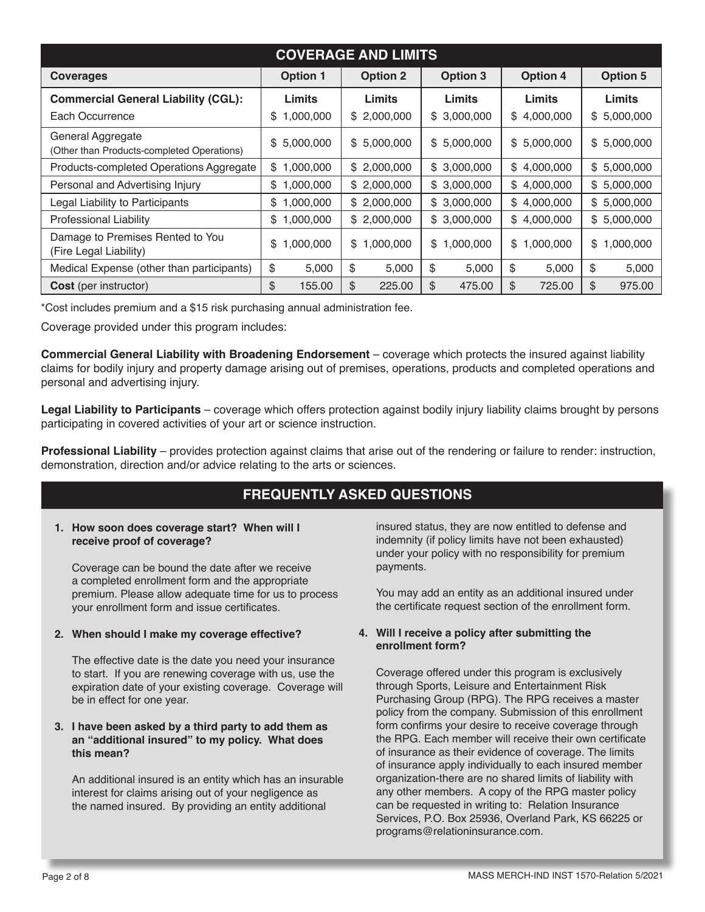## COVERAGE AND LIMITS

| Coverages | Option 1 | Option 2 | Option 3 | Option 4 | Option 5 |
|---|---|---|---|---|---|
| **Commercial General Liability (CGL):** | **Limits** | **Limits** | **Limits** | **Limits** | **Limits** |
| Each Occurrence | $ 1,000,000 | $ 2,000,000 | $ 3,000,000 | $ 4,000,000 | $ 5,000,000 |
| General Aggregate (Other than Products-completed Operations) | $ 5,000,000 | $ 5,000,000 | $ 5,000,000 | $ 5,000,000 | $ 5,000,000 |
| Products-completed Operations Aggregate | $ 1,000,000 | $ 2,000,000 | $ 3,000,000 | $ 4,000,000 | $ 5,000,000 |
| Personal and Advertising Injury | $ 1,000,000 | $ 2,000,000 | $ 3,000,000 | $ 4,000,000 | $ 5,000,000 |
| Legal Liability to Participants | $ 1,000,000 | $ 2,000,000 | $ 3,000,000 | $ 4,000,000 | $ 5,000,000 |
| Professional Liability | $ 1,000,000 | $ 2,000,000 | $ 3,000,000 | $ 4,000,000 | $ 5,000,000 |
| Damage to Premises Rented to You (Fire Legal Liability) | $ 1,000,000 | $ 1,000,000 | $ 1,000,000 | $ 1,000,000 | $ 1,000,000 |
| Medical Expense (other than participants) | $ 5,000 | $ 5,000 | $ 5,000 | $ 5,000 | $ 5,000 |
| **Cost** (per instructor) | $ 155.00 | $ 225.00 | $ 475.00 | $ 725.00 | $ 975.00 |

*Cost includes premium and a $15 risk purchasing annual administration fee.

Coverage provided under this program includes:

**Commercial General Liability with Broadening Endorsement** – coverage which protects the insured against liability claims for bodily injury and property damage arising out of premises, operations, products and completed operations and personal and advertising injury.

**Legal Liability to Participants** – coverage which offers protection against bodily injury liability claims brought by persons participating in covered activities of your art or science instruction.

**Professional Liability** – provides protection against claims that arise out of the rendering or failure to render: instruction, demonstration, direction and/or advice relating to the arts or sciences.

## FREQUENTLY ASKED QUESTIONS

**1. How soon does coverage start? When will I receive proof of coverage?**

Coverage can be bound the date after we receive a completed enrollment form and the appropriate premium. Please allow adequate time for us to process your enrollment form and issue certificates.

**2. When should I make my coverage effective?**

The effective date is the date you need your insurance to start. If you are renewing coverage with us, use the expiration date of your existing coverage. Coverage will be in effect for one year.

**3. I have been asked by a third party to add them as an "additional insured" to my policy. What does this mean?**

An additional insured is an entity which has an insurable interest for claims arising out of your negligence as the named insured. By providing an entity additional insured status, they are now entitled to defense and indemnity (if policy limits have not been exhausted) under your policy with no responsibility for premium payments.

You may add an entity as an additional insured under the certificate request section of the enrollment form.

**4. Will I receive a policy after submitting the enrollment form?**

Coverage offered under this program is exclusively through Sports, Leisure and Entertainment Risk Purchasing Group (RPG). The RPG receives a master policy from the company. Submission of this enrollment form confirms your desire to receive coverage through the RPG. Each member will receive their own certificate of insurance as their evidence of coverage. The limits of insurance apply individually to each insured member organization-there are no shared limits of liability with any other members. A copy of the RPG master policy can be requested in writing to: Relation Insurance Services, P.O. Box 25936, Overland Park, KS 66225 or programs@relationinsurance.com.

MASS MERCH-IND INST 1570-Relation 5/2021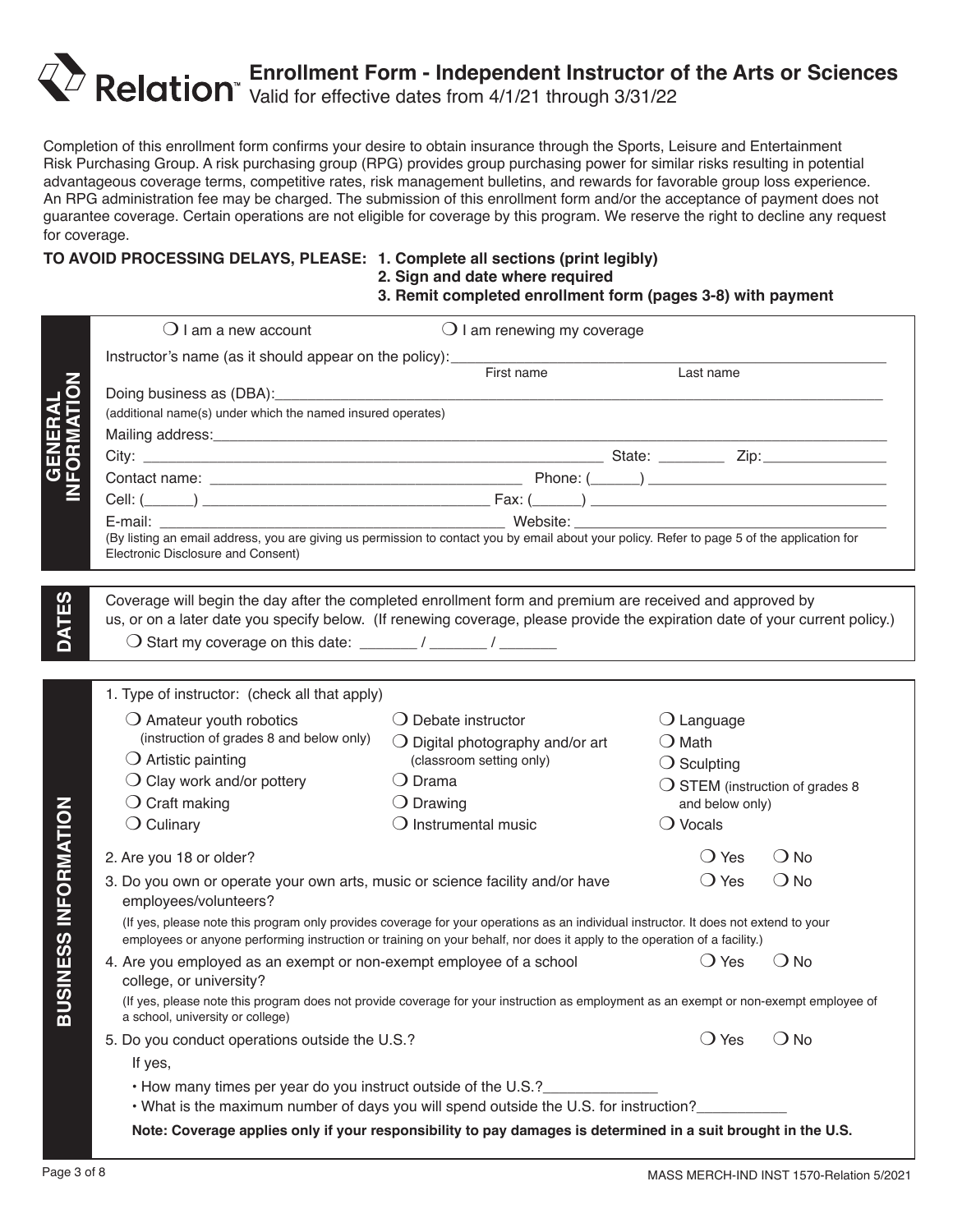# Relation™ Enrollment Form - Independent Instructor of the Arts or Sciences

Valid for effective dates from 4/1/21 through 3/31/22

Completion of this enrollment form confirms your desire to obtain insurance through the Sports, Leisure and Entertainment Risk Purchasing Group. A risk purchasing group (RPG) provides group purchasing power for similar risks resulting in potential advantageous coverage terms, competitive rates, risk management bulletins, and rewards for favorable group loss experience. An RPG administration fee may be charged. The submission of this enrollment form and/or the acceptance of payment does not guarantee coverage. Certain operations are not eligible for coverage by this program. We reserve the right to decline any request for coverage.

**TO AVOID PROCESSING DELAYS, PLEASE:**
**1. Complete all sections (print legibly)**
**2. Sign and date where required**
**3. Remit completed enrollment form (pages 3-8) with payment**

## GENERAL INFORMATION

❍ I am a new account ❍ I am renewing my coverage

Instructor's name (as it should appear on the policy): ____________________ (First name) ____________________ (Last name)

Doing business as (DBA): ______________________________
(additional name(s) under which the named insured operates)

Mailing address: ______________________________

City: ____________________ State: ________ Zip: ____________

Contact name: ____________________ Phone: (______) ____________________

Cell: (______) ____________________ Fax: (______) ____________________

E-mail: ____________________ Website: ____________________

(By listing an email address, you are giving us permission to contact you by email about your policy. Refer to page 5 of the application for Electronic Disclosure and Consent)

## DATES

Coverage will begin the day after the completed enrollment form and premium are received and approved by us, or on a later date you specify below. (If renewing coverage, please provide the expiration date of your current policy.)

❍ Start my coverage on this date: _______ / _______ / _______

## BUSINESS INFORMATION

1. Type of instructor: (check all that apply)

- ❍ Amateur youth robotics (instruction of grades 8 and below only)
- ❍ Artistic painting
- ❍ Clay work and/or pottery
- ❍ Craft making
- ❍ Culinary
- ❍ Debate instructor
- ❍ Digital photography and/or art (classroom setting only)
- ❍ Drama
- ❍ Drawing
- ❍ Instrumental music
- ❍ Language
- ❍ Math
- ❍ Sculpting
- ❍ STEM (instruction of grades 8 and below only)
- ❍ Vocals

2. Are you 18 or older? ❍ Yes ❍ No

3. Do you own or operate your own arts, music or science facility and/or have employees/volunteers? ❍ Yes ❍ No

   (If yes, please note this program only provides coverage for your operations as an individual instructor. It does not extend to your employees or anyone performing instruction or training on your behalf, nor does it apply to the operation of a facility.)

4. Are you employed as an exempt or non-exempt employee of a school college, or university? ❍ Yes ❍ No

   (If yes, please note this program does not provide coverage for your instruction as employment as an exempt or non-exempt employee of a school, university or college)

5. Do you conduct operations outside the U.S.? ❍ Yes ❍ No

   If yes,

   - How many times per year do you instruct outside of the U.S.? ______________
   - What is the maximum number of days you will spend outside the U.S. for instruction? ___________

   **Note: Coverage applies only if your responsibility to pay damages is determined in a suit brought in the U.S.**

MASS MERCH-IND INST 1570-Relation 5/2021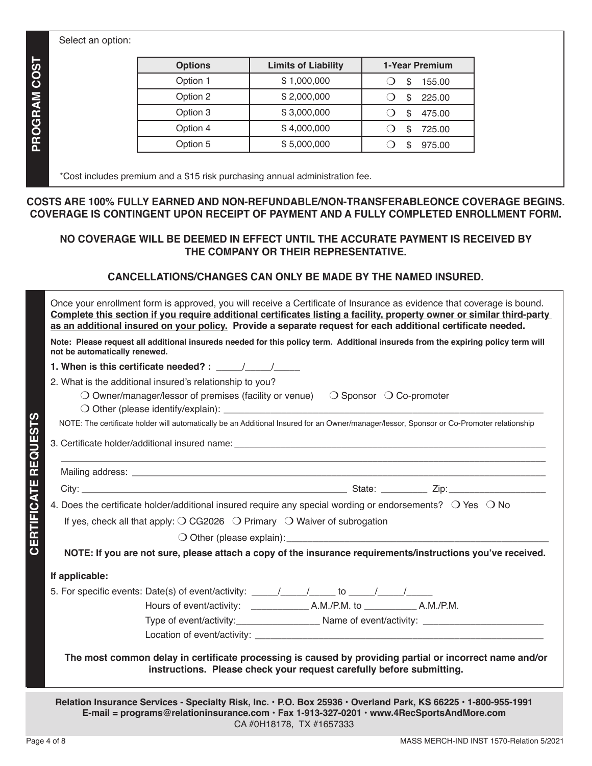## PROGRAM COST

Select an option:

| Options | Limits of Liability | 1-Year Premium |
|---|---|---|
| Option 1 | $ 1,000,000 | ❍ $ 155.00 |
| Option 2 | $ 2,000,000 | ❍ $ 225.00 |
| Option 3 | $ 3,000,000 | ❍ $ 475.00 |
| Option 4 | $ 4,000,000 | ❍ $ 725.00 |
| Option 5 | $ 5,000,000 | ❍ $ 975.00 |

*Cost includes premium and a $15 risk purchasing annual administration fee.

**COSTS ARE 100% FULLY EARNED AND NON-REFUNDABLE/NON-TRANSFERABLEONCE COVERAGE BEGINS. COVERAGE IS CONTINGENT UPON RECEIPT OF PAYMENT AND A FULLY COMPLETED ENROLLMENT FORM.**

**NO COVERAGE WILL BE DEEMED IN EFFECT UNTIL THE ACCURATE PAYMENT IS RECEIVED BY THE COMPANY OR THEIR REPRESENTATIVE.**

**CANCELLATIONS/CHANGES CAN ONLY BE MADE BY THE NAMED INSURED.**

## CERTIFICATE REQUESTS

Once your enrollment form is approved, you will receive a Certificate of Insurance as evidence that coverage is bound. **Complete this section if you require additional certificates listing a facility, property owner or similar third-party as an additional insured on your policy. Provide a separate request for each additional certificate needed.**

**Note: Please request all additional insureds needed for this policy term. Additional insureds from the expiring policy term will not be automatically renewed.**

**1. When is this certificate needed? :** _____/_____/_____

2. What is the additional insured's relationship to you?

❍ Owner/manager/lessor of premises (facility or venue) ❍ Sponsor ❍ Co-promoter

❍ Other (please identify/explain): ________________________________________________

NOTE: The certificate holder will automatically be an Additional Insured for an Owner/manager/lessor, Sponsor or Co-Promoter relationship

3. Certificate holder/additional insured name: ________________________________________________

________________________________________________________________________________

Mailing address: ________________________________________________________________

City: ________________________________________ State: _________ Zip: ___________________

4. Does the certificate holder/additional insured require any special wording or endorsements? ❍ Yes ❍ No

If yes, check all that apply: ❍ CG2026 ❍ Primary ❍ Waiver of subrogation

❍ Other (please explain): ________________________________________________

**NOTE: If you are not sure, please attach a copy of the insurance requirements/instructions you've received.**

**If applicable:**

5. For specific events: Date(s) of event/activity: _____/_____/_____ to _____/_____/_____

Hours of event/activity: ___________ A.M./P.M. to __________ A.M./P.M.

Type of event/activity: ________________ Name of event/activity: _______________________

Location of event/activity: ________________________________________________________

**The most common delay in certificate processing is caused by providing partial or incorrect name and/or instructions. Please check your request carefully before submitting.**

**Relation Insurance Services - Specialty Risk, Inc. • P.O. Box 25936 • Overland Park, KS 66225 • 1-800-955-1991**
**E-mail = programs@relationinsurance.com • Fax 1-913-327-0201 • www.4RecSportsAndMore.com**
CA #0H18178, TX #1657333

MASS MERCH-IND INST 1570-Relation 5/2021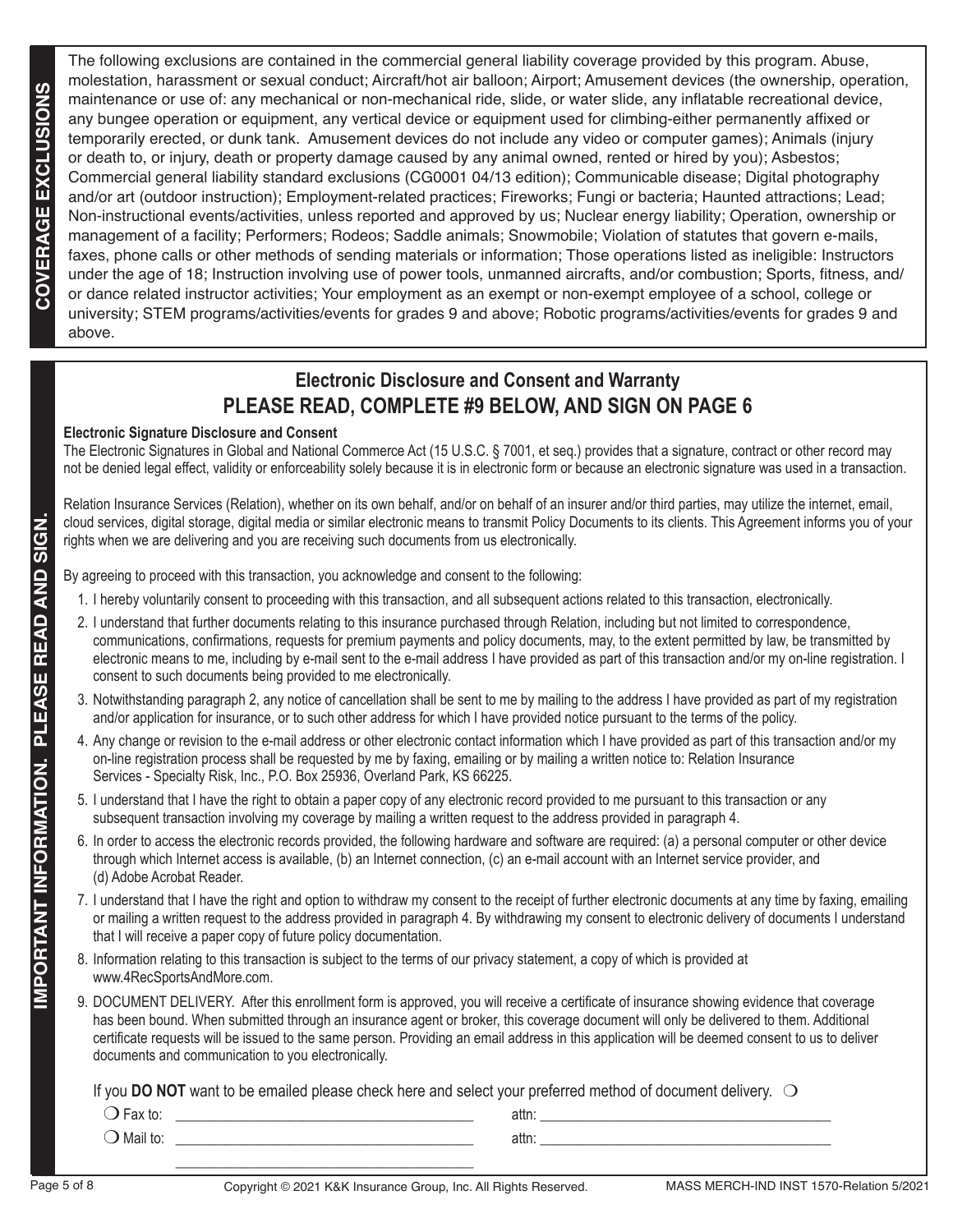## COVERAGE EXCLUSIONS

The following exclusions are contained in the commercial general liability coverage provided by this program. Abuse, molestation, harassment or sexual conduct; Aircraft/hot air balloon; Airport; Amusement devices (the ownership, operation, maintenance or use of: any mechanical or non-mechanical ride, slide, or water slide, any inflatable recreational device, any bungee operation or equipment, any vertical device or equipment used for climbing-either permanently affixed or temporarily erected, or dunk tank. Amusement devices do not include any video or computer games); Animals (injury or death to, or injury, death or property damage caused by any animal owned, rented or hired by you); Asbestos; Commercial general liability standard exclusions (CG0001 04/13 edition); Communicable disease; Digital photography and/or art (outdoor instruction); Employment-related practices; Fireworks; Fungi or bacteria; Haunted attractions; Lead; Non-instructional events/activities, unless reported and approved by us; Nuclear energy liability; Operation, ownership or management of a facility; Performers; Rodeos; Saddle animals; Snowmobile; Violation of statutes that govern e-mails, faxes, phone calls or other methods of sending materials or information; Those operations listed as ineligible: Instructors under the age of 18; Instruction involving use of power tools, unmanned aircrafts, and/or combustion; Sports, fitness, and/or dance related instructor activities; Your employment as an exempt or non-exempt employee of a school, college or university; STEM programs/activities/events for grades 9 and above; Robotic programs/activities/events for grades 9 and above.

## IMPORTANT INFORMATION. PLEASE READ AND SIGN.

### Electronic Disclosure and Consent and Warranty

### PLEASE READ, COMPLETE #9 BELOW, AND SIGN ON PAGE 6

**Electronic Signature Disclosure and Consent**

The Electronic Signatures in Global and National Commerce Act (15 U.S.C. § 7001, et seq.) provides that a signature, contract or other record may not be denied legal effect, validity or enforceability solely because it is in electronic form or because an electronic signature was used in a transaction.

Relation Insurance Services (Relation), whether on its own behalf, and/or on behalf of an insurer and/or third parties, may utilize the internet, email, cloud services, digital storage, digital media or similar electronic means to transmit Policy Documents to its clients. This Agreement informs you of your rights when we are delivering and you are receiving such documents from us electronically.

By agreeing to proceed with this transaction, you acknowledge and consent to the following:

1. I hereby voluntarily consent to proceeding with this transaction, and all subsequent actions related to this transaction, electronically.
2. I understand that further documents relating to this insurance purchased through Relation, including but not limited to correspondence, communications, confirmations, requests for premium payments and policy documents, may, to the extent permitted by law, be transmitted by electronic means to me, including by e-mail sent to the e-mail address I have provided as part of this transaction and/or my on-line registration. I consent to such documents being provided to me electronically.
3. Notwithstanding paragraph 2, any notice of cancellation shall be sent to me by mailing to the address I have provided as part of my registration and/or application for insurance, or to such other address for which I have provided notice pursuant to the terms of the policy.
4. Any change or revision to the e-mail address or other electronic contact information which I have provided as part of this transaction and/or my on-line registration process shall be requested by me by faxing, emailing or by mailing a written notice to: Relation Insurance Services - Specialty Risk, Inc., P.O. Box 25936, Overland Park, KS 66225.
5. I understand that I have the right to obtain a paper copy of any electronic record provided to me pursuant to this transaction or any subsequent transaction involving my coverage by mailing a written request to the address provided in paragraph 4.
6. In order to access the electronic records provided, the following hardware and software are required: (a) a personal computer or other device through which Internet access is available, (b) an Internet connection, (c) an e-mail account with an Internet service provider, and (d) Adobe Acrobat Reader.
7. I understand that I have the right and option to withdraw my consent to the receipt of further electronic documents at any time by faxing, emailing or mailing a written request to the address provided in paragraph 4. By withdrawing my consent to electronic delivery of documents I understand that I will receive a paper copy of future policy documentation.
8. Information relating to this transaction is subject to the terms of our privacy statement, a copy of which is provided at www.4RecSportsAndMore.com.
9. DOCUMENT DELIVERY. After this enrollment form is approved, you will receive a certificate of insurance showing evidence that coverage has been bound. When submitted through an insurance agent or broker, this coverage document will only be delivered to them. Additional certificate requests will be issued to the same person. Providing an email address in this application will be deemed consent to us to deliver documents and communication to you electronically.

If you **DO NOT** want to be emailed please check here and select your preferred method of document delivery. ❍

❍ Fax to: ______________________________ attn: ______________________________

❍ Mail to: ______________________________ attn: ______________________________

______________________________

Copyright © 2021 K&K Insurance Group, Inc. All Rights Reserved. MASS MERCH-IND INST 1570-Relation 5/2021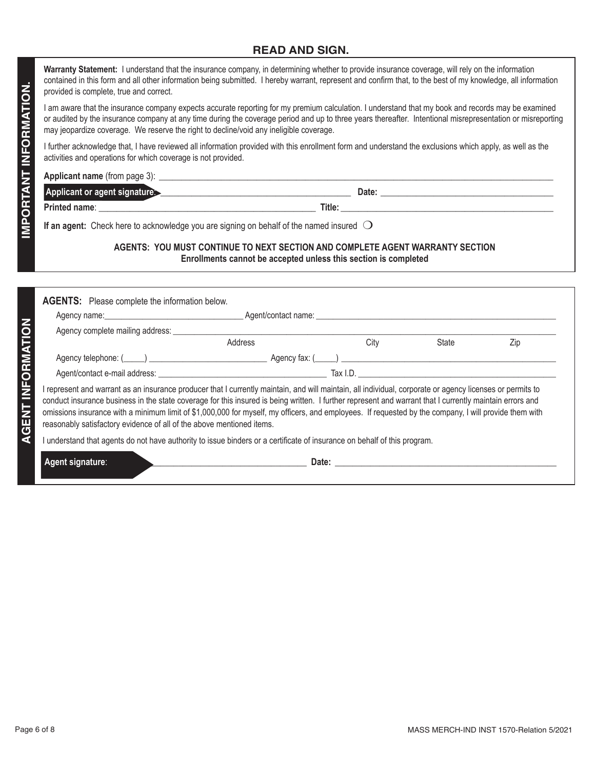## READ AND SIGN.

**IMPORTANT INFORMATION.**

**Warranty Statement:** I understand that the insurance company, in determining whether to provide insurance coverage, will rely on the information contained in this form and all other information being submitted. I hereby warrant, represent and confirm that, to the best of my knowledge, all information provided is complete, true and correct.

I am aware that the insurance company expects accurate reporting for my premium calculation. I understand that my book and records may be examined or audited by the insurance company at any time during the coverage period and up to three years thereafter. Intentional misrepresentation or misreporting may jeopardize coverage. We reserve the right to decline/void any ineligible coverage.

I further acknowledge that, I have reviewed all information provided with this enrollment form and understand the exclusions which apply, as well as the activities and operations for which coverage is not provided.

**Applicant name** (from page 3): ______________________________

**Applicant or agent signature**: ______________________________ **Date:** ______________________________

**Printed name**: ______________________________ **Title:** ______________________________

**If an agent:** Check here to acknowledge you are signing on behalf of the named insured ❍

**AGENTS: YOU MUST CONTINUE TO NEXT SECTION AND COMPLETE AGENT WARRANTY SECTION**
**Enrollments cannot be accepted unless this section is completed**

**AGENT INFORMATION**

**AGENTS:** Please complete the information below.

Agency name: ______________________________ Agent/contact name: ______________________________

Agency complete mailing address: ______________________________
Address City State Zip

Agency telephone: (_____) ______________________________ Agency fax: (_____) ______________________________

Agent/contact e-mail address: ______________________________ Tax I.D. ______________________________

I represent and warrant as an insurance producer that I currently maintain, and will maintain, all individual, corporate or agency licenses or permits to conduct insurance business in the state coverage for this insured is being written. I further represent and warrant that I currently maintain errors and omissions insurance with a minimum limit of $1,000,000 for myself, my officers, and employees. If requested by the company, I will provide them with reasonably satisfactory evidence of all of the above mentioned items.

I understand that agents do not have authority to issue binders or a certificate of insurance on behalf of this program.

**Agent signature**: ______________________________ **Date:** ______________________________

MASS MERCH-IND INST 1570-Relation 5/2021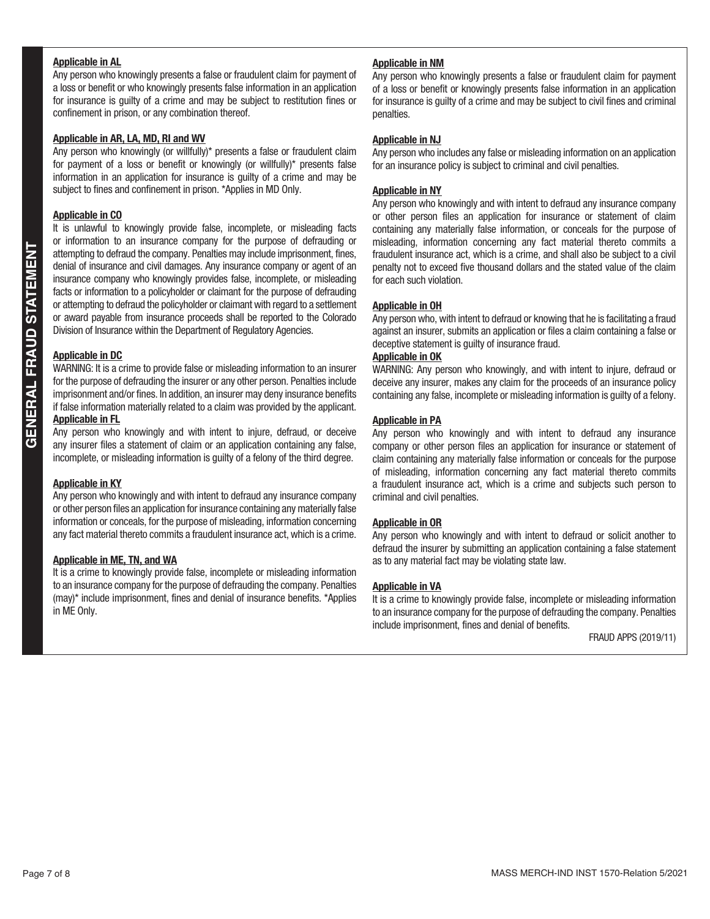# GENERAL FRAUD STATEMENT

**Applicable in AL**

Any person who knowingly presents a false or fraudulent claim for payment of a loss or benefit or who knowingly presents false information in an application for insurance is guilty of a crime and may be subject to restitution fines or confinement in prison, or any combination thereof.

**Applicable in AR, LA, MD, RI and WV**

Any person who knowingly (or willfully)* presents a false or fraudulent claim for payment of a loss or benefit or knowingly (or willfully)* presents false information in an application for insurance is guilty of a crime and may be subject to fines and confinement in prison. *Applies in MD Only.

**Applicable in CO**

It is unlawful to knowingly provide false, incomplete, or misleading facts or information to an insurance company for the purpose of defrauding or attempting to defraud the company. Penalties may include imprisonment, fines, denial of insurance and civil damages. Any insurance company or agent of an insurance company who knowingly provides false, incomplete, or misleading facts or information to a policyholder or claimant for the purpose of defrauding or attempting to defraud the policyholder or claimant with regard to a settlement or award payable from insurance proceeds shall be reported to the Colorado Division of Insurance within the Department of Regulatory Agencies.

**Applicable in DC**

WARNING: It is a crime to provide false or misleading information to an insurer for the purpose of defrauding the insurer or any other person. Penalties include imprisonment and/or fines. In addition, an insurer may deny insurance benefits if false information materially related to a claim was provided by the applicant.

**Applicable in FL**

Any person who knowingly and with intent to injure, defraud, or deceive any insurer files a statement of claim or an application containing any false, incomplete, or misleading information is guilty of a felony of the third degree.

**Applicable in KY**

Any person who knowingly and with intent to defraud any insurance company or other person files an application for insurance containing any materially false information or conceals, for the purpose of misleading, information concerning any fact material thereto commits a fraudulent insurance act, which is a crime.

**Applicable in ME, TN, and WA**

It is a crime to knowingly provide false, incomplete or misleading information to an insurance company for the purpose of defrauding the company. Penalties (may)* include imprisonment, fines and denial of insurance benefits. *Applies in ME Only.

**Applicable in NM**

Any person who knowingly presents a false or fraudulent claim for payment of a loss or benefit or knowingly presents false information in an application for insurance is guilty of a crime and may be subject to civil fines and criminal penalties.

**Applicable in NJ**

Any person who includes any false or misleading information on an application for an insurance policy is subject to criminal and civil penalties.

**Applicable in NY**

Any person who knowingly and with intent to defraud any insurance company or other person files an application for insurance or statement of claim containing any materially false information, or conceals for the purpose of misleading, information concerning any fact material thereto commits a fraudulent insurance act, which is a crime, and shall also be subject to a civil penalty not to exceed five thousand dollars and the stated value of the claim for each such violation.

**Applicable in OH**

Any person who, with intent to defraud or knowing that he is facilitating a fraud against an insurer, submits an application or files a claim containing a false or deceptive statement is guilty of insurance fraud.

**Applicable in OK**

WARNING: Any person who knowingly, and with intent to injure, defraud or deceive any insurer, makes any claim for the proceeds of an insurance policy containing any false, incomplete or misleading information is guilty of a felony.

**Applicable in PA**

Any person who knowingly and with intent to defraud any insurance company or other person files an application for insurance or statement of claim containing any materially false information or conceals for the purpose of misleading, information concerning any fact material thereto commits a fraudulent insurance act, which is a crime and subjects such person to criminal and civil penalties.

**Applicable in OR**

Any person who knowingly and with intent to defraud or solicit another to defraud the insurer by submitting an application containing a false statement as to any material fact may be violating state law.

**Applicable in VA**

It is a crime to knowingly provide false, incomplete or misleading information to an insurance company for the purpose of defrauding the company. Penalties include imprisonment, fines and denial of benefits.

FRAUD APPS (2019/11)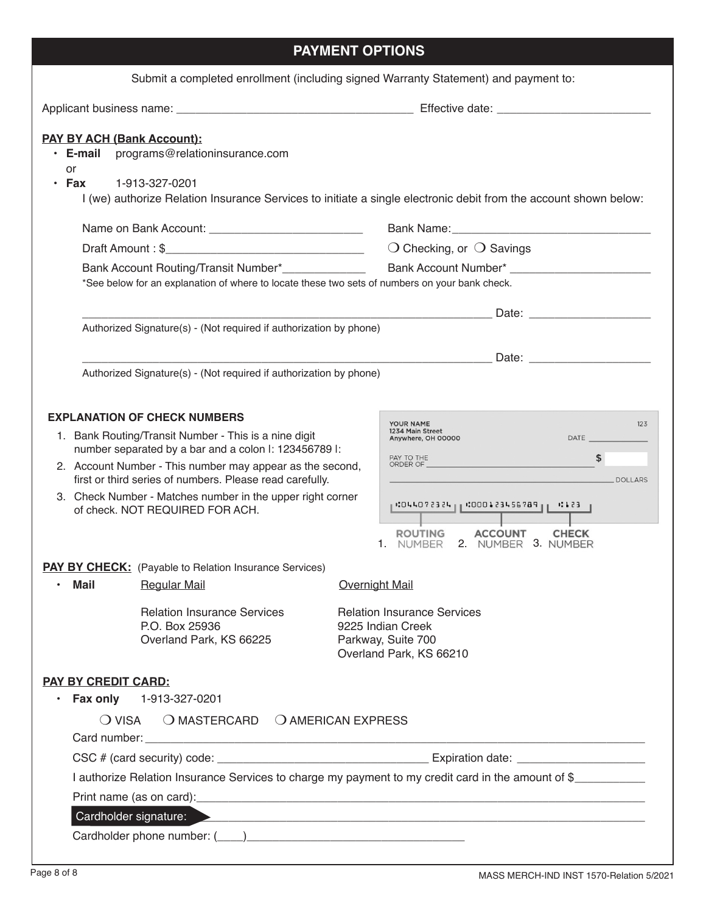## PAYMENT OPTIONS

Submit a completed enrollment (including signed Warranty Statement) and payment to:

Applicant business name: _____________________________________ Effective date: _______________________

**PAY BY ACH (Bank Account):**

- **E-mail** programs@relationinsurance.com

  or

- **Fax** 1-913-327-0201

  I (we) authorize Relation Insurance Services to initiate a single electronic debit from the account shown below:

  Name on Bank Account: ________________________ Bank Name: _______________________________

  Draft Amount : $________________________________ ❍ Checking, or ❍ Savings

  Bank Account Routing/Transit Number*_____________ Bank Account Number* ______________________

  *See below for an explanation of where to locate these two sets of numbers on your bank check.

  ________________________________________________________________ Date: __________________

  Authorized Signature(s) - (Not required if authorization by phone)

  ________________________________________________________________ Date: __________________

  Authorized Signature(s) - (Not required if authorization by phone)

**EXPLANATION OF CHECK NUMBERS**

1. Bank Routing/Transit Number - This is a nine digit number separated by a bar and a colon l: 123456789 l:
2. Account Number - This number may appear as the second, first or third series of numbers. Please read carefully.
3. Check Number - Matches number in the upper right corner of check. NOT REQUIRED FOR ACH.

YOUR NAME
1234 Main Street
Anywhere, OH 00000
123
DATE
PAY TO THE ORDER OF
$
DOLLARS
⑆044072324⑆ ⑆000123456789⑆ ⑆123
1. ROUTING NUMBER 2. ACCOUNT NUMBER 3. CHECK NUMBER

**PAY BY CHECK:** (Payable to Relation Insurance Services)

- **Mail**

| Regular Mail | Overnight Mail |
|---|---|
| Relation Insurance Services<br>P.O. Box 25936<br>Overland Park, KS 66225 | Relation Insurance Services<br>9225 Indian Creek<br>Parkway, Suite 700<br>Overland Park, KS 66210 |

**PAY BY CREDIT CARD:**

- **Fax only** 1-913-327-0201

  ❍ VISA ❍ MASTERCARD ❍ AMERICAN EXPRESS

  Card number: ___________________________________________________________________________

  CSC # (card security) code: _________________________________ Expiration date: ____________________

  I authorize Relation Insurance Services to charge my payment to my credit card in the amount of $___________

  Print name (as on card):_______________________________________________________________________

  Cardholder signature: __________________________________________________________________

  Cardholder phone number: (____)__________________________________

MASS MERCH-IND INST 1570-Relation 5/2021